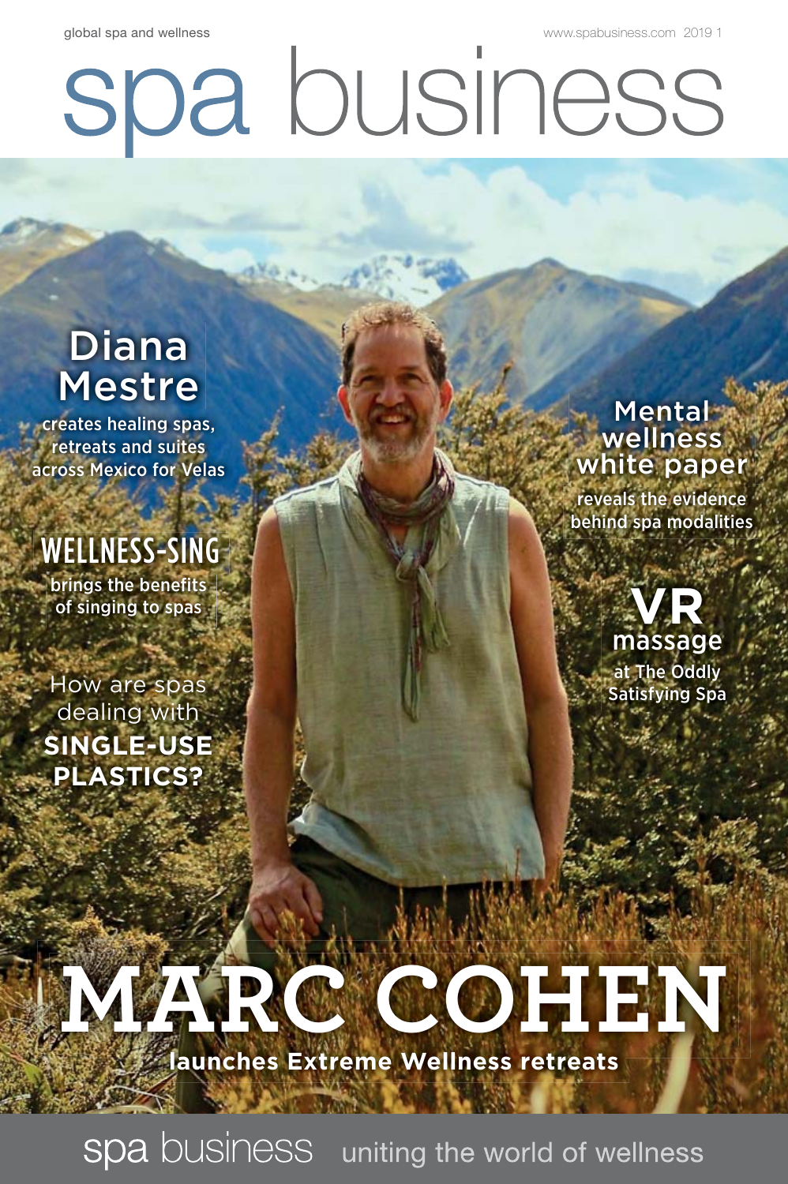global spa and wellness

www.spabusiness.com 2019 1

# spa business

## Diana Mestre

creates healing spas, retreats and suites across Mexico for Velas

## WELLNESS-SING

brings the benefits of singing to spas

How are spas dealing with **SINGLE-USE PLASTICS?**

## Mental wellness white paper

reveals the evidence behind spa modalities

## VR massage

at The Oddly Satisfying Spa

# MARC COHEN

**launches Extreme Wellness retreats**

spa business uniting the world of wellness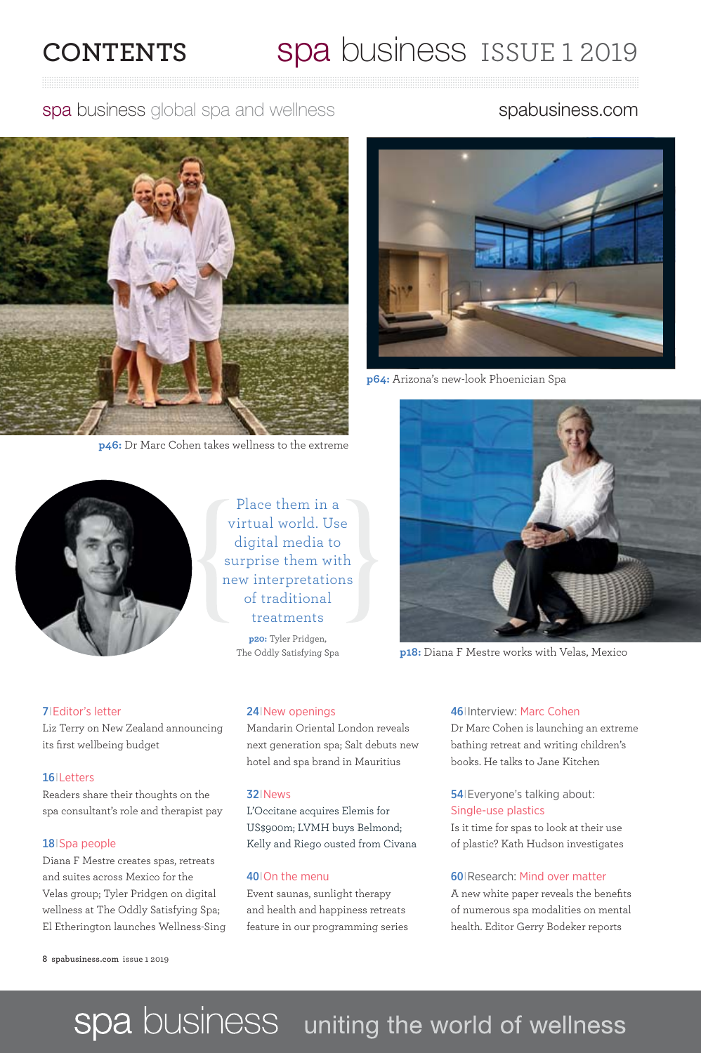# CONTENTS

spa business ISSUE 1 2019

spa business global spa and wellness

spabusiness.com

**p46:** Dr Marc Cohen takes wellness to the extreme

**p64:** Arizona's new-look Phoenician Spa

Place them in a virtual world. Use digital media to surprise them with new interpretations of traditional treatments

**p20:** Tyler Pridgen, The Oddly Satisfying Spa

**p18:** Diana F Mestre works with Velas, Mexico

**7 | Editor's letter**
Liz Terry on New Zealand announcing its first wellbeing budget

**16 | Letters**
Readers share their thoughts on the spa consultant's role and therapist pay

**18 | Spa people**
Diana F Mestre creates spas, retreats and suites across Mexico for the Velas group; Tyler Pridgen on digital wellness at The Oddly Satisfying Spa; El Etherington launches Wellness-Sing

**24 | New openings**
Mandarin Oriental London reveals next generation spa; Salt debuts new hotel and spa brand in Mauritius

**32 | News**
L'Occitane acquires Elemis for US$900m; LVMH buys Belmond; Kelly and Riego ousted from Civana

**40 | On the menu**
Event saunas, sunlight therapy and health and happiness retreats feature in our programming series

**46 | Interview: Marc Cohen**
Dr Marc Cohen is launching an extreme bathing retreat and writing children's books. He talks to Jane Kitchen

**54 | Everyone's talking about: Single-use plastics**
Is it time for spas to look at their use of plastic? Kath Hudson investigates

**60 | Research: Mind over matter**
A new white paper reveals the benefits of numerous spa modalities on mental health. Editor Gerry Bodeker reports

spa business uniting the world of wellness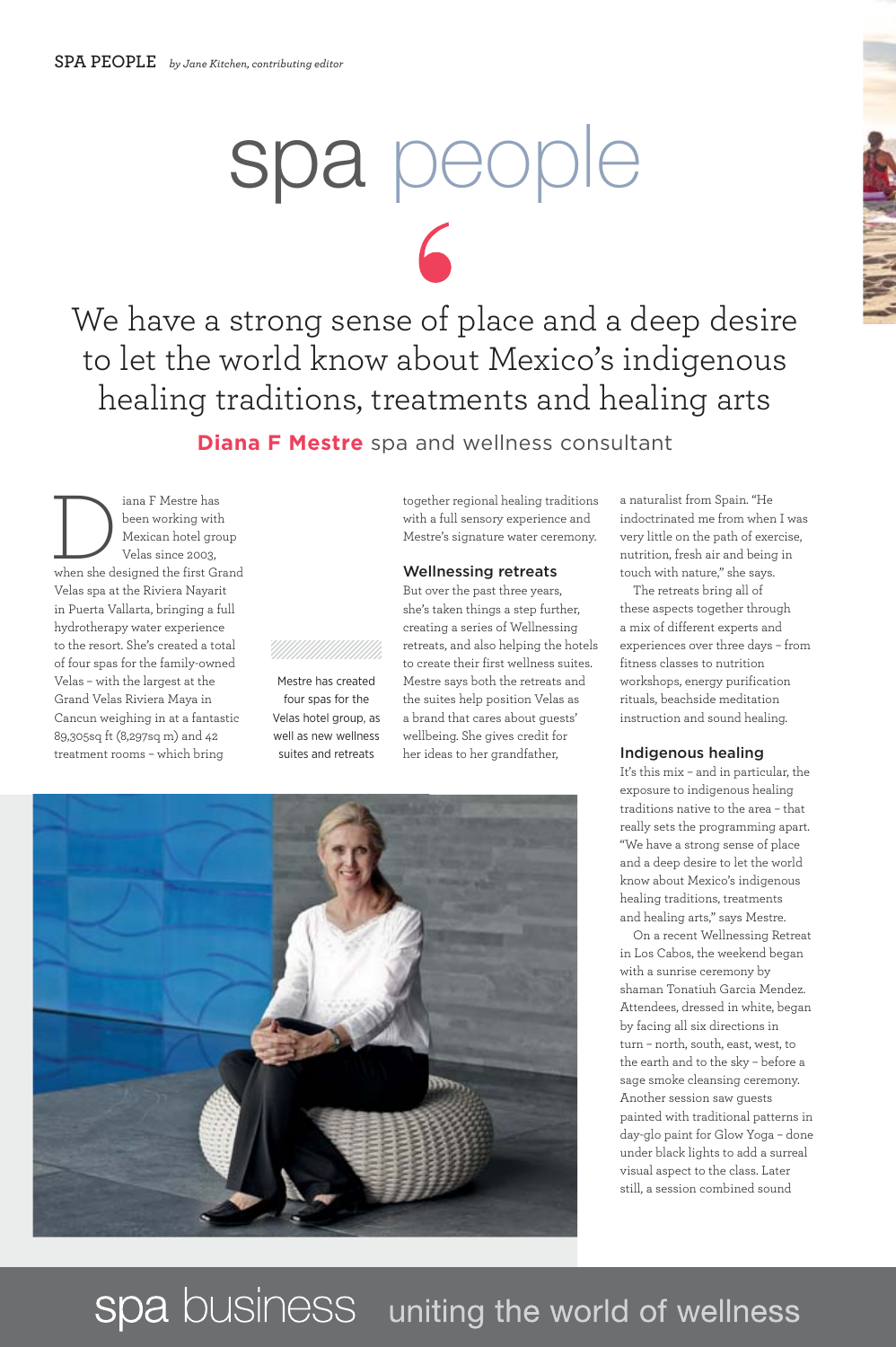# spa people

We have a strong sense of place and a deep desire to let the world know about Mexico's indigenous healing traditions, treatments and healing arts

**Diana F Mestre** spa and wellness consultant

Diana F Mestre has been working with Mexican hotel group Velas since 2003, when she designed the first Grand Velas spa at the Riviera Nayarit in Puerta Vallarta, bringing a full hydrotherapy water experience to the resort. She's created a total of four spas for the family-owned Velas – with the largest at the Grand Velas Riviera Maya in Cancun weighing in at a fantastic 89,305sq ft (8,297sq m) and 42 treatment rooms – which bring together regional healing traditions with a full sensory experience and Mestre's signature water ceremony.

Mestre has created four spas for the Velas hotel group, as well as new wellness suites and retreats

## Wellnessing retreats

But over the past three years, she's taken things a step further, creating a series of Wellnessing retreats, and also helping the hotels to create their first wellness suites. Mestre says both the retreats and the suites help position Velas as a brand that cares about guests' wellbeing. She gives credit for her ideas to her grandfather, a naturalist from Spain. "He indoctrinated me from when I was very little on the path of exercise, nutrition, fresh air and being in touch with nature," she says.

The retreats bring all of these aspects together through a mix of different experts and experiences over three days – from fitness classes to nutrition workshops, energy purification rituals, beachside meditation instruction and sound healing.

## Indigenous healing

It's this mix – and in particular, the exposure to indigenous healing traditions native to the area – that really sets the programming apart. "We have a strong sense of place and a deep desire to let the world know about Mexico's indigenous healing traditions, treatments and healing arts," says Mestre.

On a recent Wellnessing Retreat in Los Cabos, the weekend began with a sunrise ceremony by shaman Tonatiuh Garcia Mendez. Attendees, dressed in white, began by facing all six directions in turn – north, south, east, west, to the earth and to the sky – before a sage smoke cleansing ceremony. Another session saw guests painted with traditional patterns in day-glo paint for Glow Yoga – done under black lights to add a surreal visual aspect to the class. Later still, a session combined sound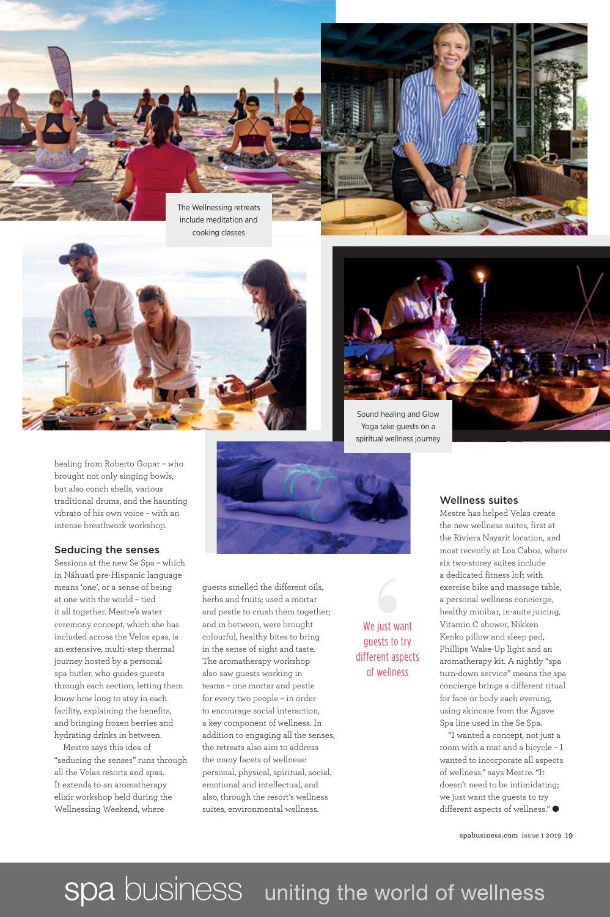The Wellnessing retreats include meditation and cooking classes

Sound healing and Glow Yoga take guests on a spiritual wellness journey

healing from Roberto Gopar – who brought not only singing bowls, but also conch shells, various traditional drums, and the haunting vibrato of his own voice – with an intense breathwork workshop.

### Seducing the senses

Sessions at the new Se Spa – which in Náhuatl pre-Hispanic language means 'one', or a sense of being at one with the world – tied it all together. Mestre's water ceremony concept, which she has included across the Velos spas, is an extensive, multi-step thermal journey hosted by a personal spa butler, who guides guests through each section, letting them know how long to stay in each facility, explaining the benefits, and bringing frozen berries and hydrating drinks in between.

Mestre says this idea of "seducing the senses" runs through all the Velas resorts and spas. It extends to an aromatherapy elixir workshop held during the Wellnessing Weekend, where guests smelled the different oils, herbs and fruits; used a mortar and pestle to crush them together; and in between, were brought colourful, healthy bites to bring in the sense of sight and taste. The aromatherapy workshop also saw guests working in teams – one mortar and pestle for every two people – in order to encourage social interaction, a key component of wellness. In addition to engaging all the senses, the retreats also aim to address the many facets of wellness: personal, physical, spiritual, social, emotional and intellectual, and also, through the resort's wellness suites, environmental wellness.

> We just want guests to try different aspects of wellness

### Wellness suites

Mestre has helped Velas create the new wellness suites, first at the Riviera Nayarit location, and most recently at Los Cabos, where six two-storey suites include a dedicated fitness loft with exercise bike and massage table, a personal wellness concierge, healthy minibar, in-suite juicing, Vitamin C shower, Nikken Kenko pillow and sleep pad, Phillips Wake-Up light and an aromatherapy kit. A nightly "spa turn-down service" means the spa concierge brings a different ritual for face or body each evening, using skincare from the Agave Spa line used in the Se Spa.

"I wanted a concept, not just a room with a mat and a bicycle – I wanted to incorporate all aspects of wellness," says Mestre. "It doesn't need to be intimidating; we just want the guests to try different aspects of wellness." ●